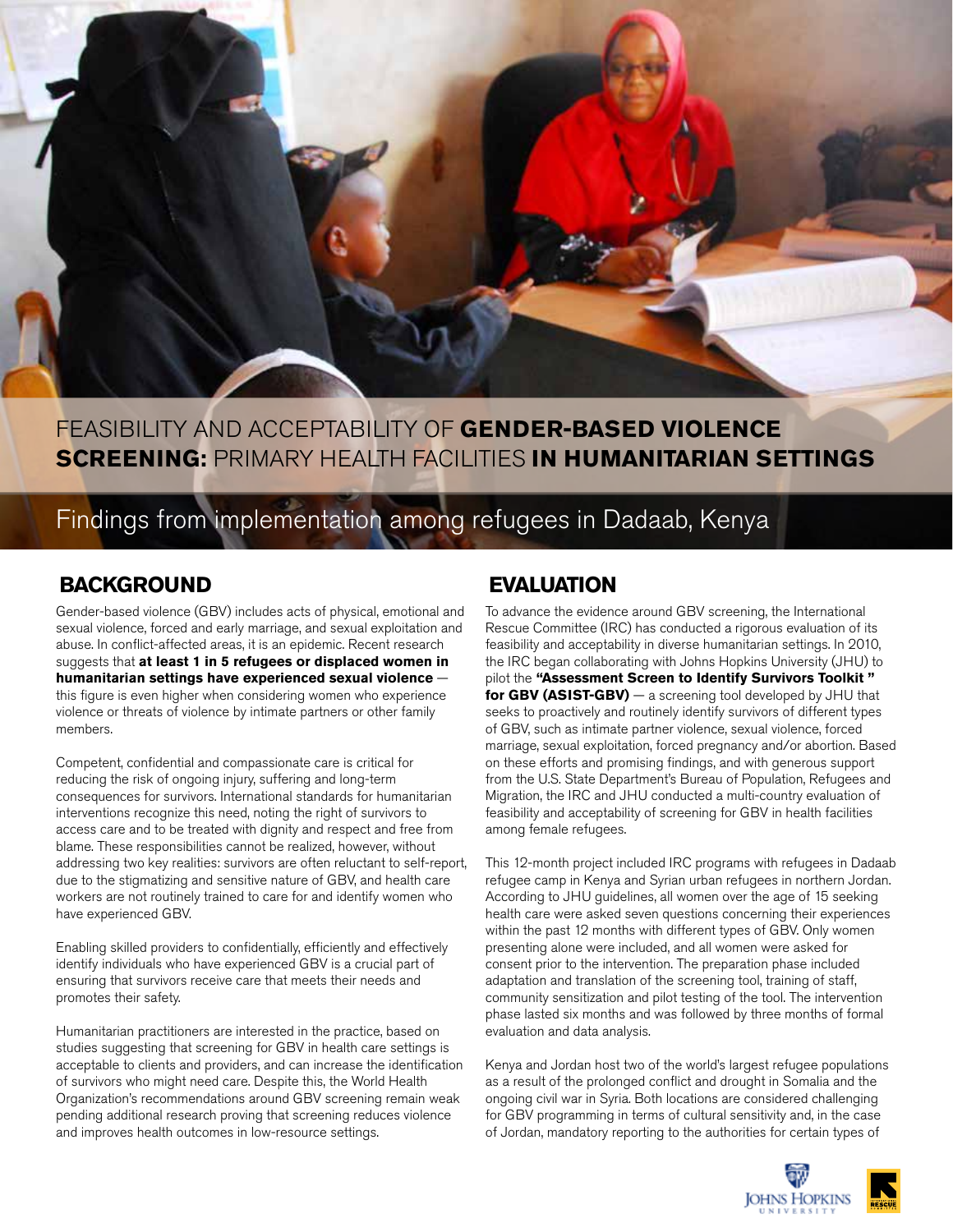# FEASIBILITY AND ACCEPTABILITY OF **GENDER-BASED VIOLENCE SCREENING:** PRIMARY HEALTH FACILITIES **IN HUMANITARIAN SETTINGS**

## Findings from implementation among refugees in Dadaab, Kenya

## BACKGROUND

Gender-based violence (GBV) includes acts of physical, emotional and sexual violence, forced and early marriage, and sexual exploitation and abuse. In conflict-affected areas, it is an epidemic. Recent research suggests that **at least 1 in 5 refugees or displaced women in humanitarian settings have experienced sexual violence** — this figure is even higher when considering women who experience violence or threats of violence by intimate partners or other family members.

Competent, confidential and compassionate care is critical for reducing the risk of ongoing injury, suffering and long-term consequences for survivors. International standards for humanitarian interventions recognize this need, noting the right of survivors to access care and to be treated with dignity and respect and free from blame. These responsibilities cannot be realized, however, without addressing two key realities: survivors are often reluctant to self-report, due to the stigmatizing and sensitive nature of GBV, and health care workers are not routinely trained to care for and identify women who have experienced GBV.

Enabling skilled providers to confidentially, efficiently and effectively identify individuals who have experienced GBV is a crucial part of ensuring that survivors receive care that meets their needs and promotes their safety.

Humanitarian practitioners are interested in the practice, based on studies suggesting that screening for GBV in health care settings is acceptable to clients and providers, and can increase the identification of survivors who might need care. Despite this, the World Health Organization's recommendations around GBV screening remain weak pending additional research proving that screening reduces violence and improves health outcomes in low-resource settings.

## EVALUATION

To advance the evidence around GBV screening, the International Rescue Committee (IRC) has conducted a rigorous evaluation of its feasibility and acceptability in diverse humanitarian settings. In 2010, the IRC began collaborating with Johns Hopkins University (JHU) to pilot the **"Assessment Screen to Identify Survivors Toolkit " for GBV (ASIST-GBV)** — a screening tool developed by JHU that seeks to proactively and routinely identify survivors of different types of GBV, such as intimate partner violence, sexual violence, forced marriage, sexual exploitation, forced pregnancy and/or abortion. Based on these efforts and promising findings, and with generous support from the U.S. State Department's Bureau of Population, Refugees and Migration, the IRC and JHU conducted a multi-country evaluation of feasibility and acceptability of screening for GBV in health facilities among female refugees.

This 12-month project included IRC programs with refugees in Dadaab refugee camp in Kenya and Syrian urban refugees in northern Jordan. According to JHU guidelines, all women over the age of 15 seeking health care were asked seven questions concerning their experiences within the past 12 months with different types of GBV. Only women presenting alone were included, and all women were asked for consent prior to the intervention. The preparation phase included adaptation and translation of the screening tool, training of staff, community sensitization and pilot testing of the tool. The intervention phase lasted six months and was followed by three months of formal evaluation and data analysis.

Kenya and Jordan host two of the world's largest refugee populations as a result of the prolonged conflict and drought in Somalia and the ongoing civil war in Syria. Both locations are considered challenging for GBV programming in terms of cultural sensitivity and, in the case of Jordan, mandatory reporting to the authorities for certain types of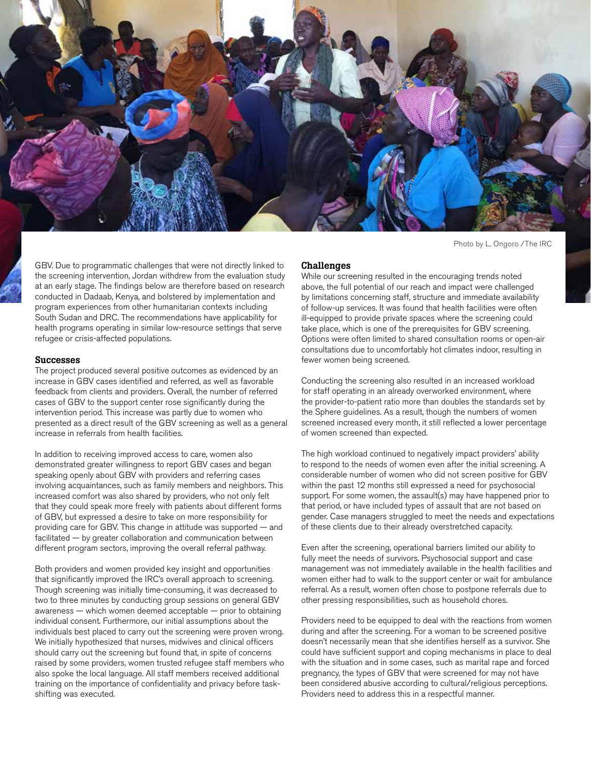Photo by L. Ongoro / The IRC

GBV. Due to programmatic challenges that were not directly linked to the screening intervention, Jordan withdrew from the evaluation study at an early stage. The findings below are therefore based on research conducted in Dadaab, Kenya, and bolstered by implementation and program experiences from other humanitarian contexts including South Sudan and DRC. The recommendations have applicability for health programs operating in similar low-resource settings that serve refugee or crisis-affected populations.

### Successes

The project produced several positive outcomes as evidenced by an increase in GBV cases identified and referred, as well as favorable feedback from clients and providers. Overall, the number of referred cases of GBV to the support center rose significantly during the intervention period. This increase was partly due to women who presented as a direct result of the GBV screening as well as a general increase in referrals from health facilities.

In addition to receiving improved access to care, women also demonstrated greater willingness to report GBV cases and began speaking openly about GBV with providers and referring cases involving acquaintances, such as family members and neighbors. This increased comfort was also shared by providers, who not only felt that they could speak more freely with patients about different forms of GBV, but expressed a desire to take on more responsibility for providing care for GBV. This change in attitude was supported — and facilitated — by greater collaboration and communication between different program sectors, improving the overall referral pathway.

Both providers and women provided key insight and opportunities that significantly improved the IRC's overall approach to screening. Though screening was initially time-consuming, it was decreased to two to three minutes by conducting group sessions on general GBV awareness — which women deemed acceptable — prior to obtaining individual consent. Furthermore, our initial assumptions about the individuals best placed to carry out the screening were proven wrong. We initially hypothesized that nurses, midwives and clinical officers should carry out the screening but found that, in spite of concerns raised by some providers, women trusted refugee staff members who also spoke the local language. All staff members received additional training on the importance of confidentiality and privacy before task-shifting was executed.

### Challenges

While our screening resulted in the encouraging trends noted above, the full potential of our reach and impact were challenged by limitations concerning staff, structure and immediate availability of follow-up services. It was found that health facilities were often ill-equipped to provide private spaces where the screening could take place, which is one of the prerequisites for GBV screening. Options were often limited to shared consultation rooms or open-air consultations due to uncomfortably hot climates indoor, resulting in fewer women being screened.

Conducting the screening also resulted in an increased workload for staff operating in an already overworked environment, where the provider-to-patient ratio more than doubles the standards set by the Sphere guidelines. As a result, though the numbers of women screened increased every month, it still reflected a lower percentage of women screened than expected.

The high workload continued to negatively impact providers' ability to respond to the needs of women even after the initial screening. A considerable number of women who did not screen positive for GBV within the past 12 months still expressed a need for psychosocial support. For some women, the assault(s) may have happened prior to that period, or have included types of assault that are not based on gender. Case managers struggled to meet the needs and expectations of these clients due to their already overstretched capacity.

Even after the screening, operational barriers limited our ability to fully meet the needs of survivors. Psychosocial support and case management was not immediately available in the health facilities and women either had to walk to the support center or wait for ambulance referral. As a result, women often chose to postpone referrals due to other pressing responsibilities, such as household chores.

Providers need to be equipped to deal with the reactions from women during and after the screening. For a woman to be screened positive doesn't necessarily mean that she identifies herself as a survivor. She could have sufficient support and coping mechanisms in place to deal with the situation and in some cases, such as marital rape and forced pregnancy, the types of GBV that were screened for may not have been considered abusive according to cultural/religious perceptions. Providers need to address this in a respectful manner.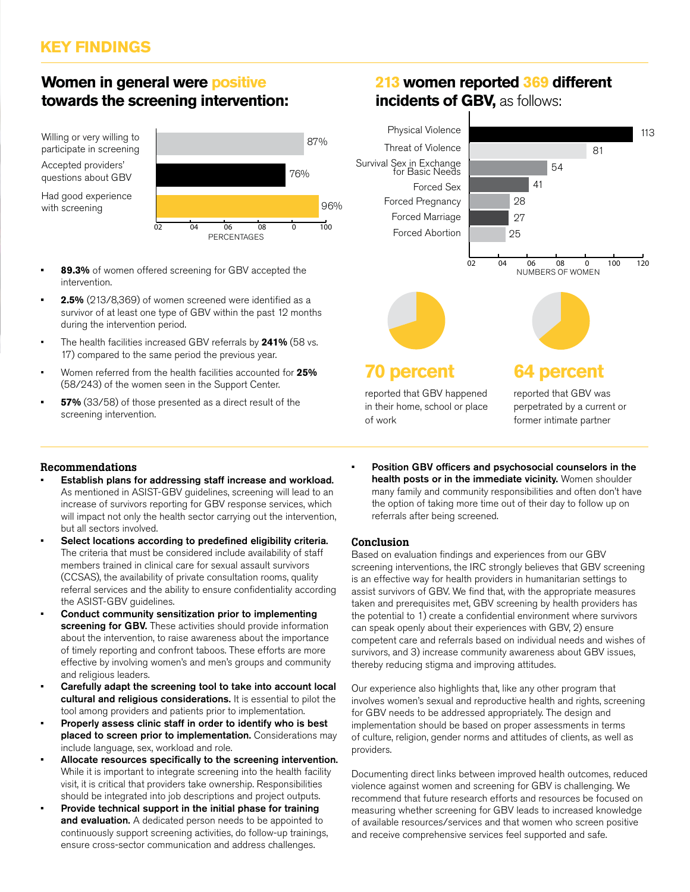# KEY FINDINGS

## Women in general were positive towards the screening intervention:

| | Percentage |
|---|---|
| Willing or very willing to participate in screening | 87% |
| Accepted providers' questions about GBV | 76% |
| Had good experience with screening | 96% |

- **89.3%** of women offered screening for GBV accepted the intervention.
- **2.5%** (213/8,369) of women screened were identified as a survivor of at least one type of GBV within the past 12 months during the intervention period.
- The health facilities increased GBV referrals by **241%** (58 vs. 17) compared to the same period the previous year.
- Women referred from the health facilities accounted for **25%** (58/243) of the women seen in the Support Center.
- **57%** (33/58) of those presented as a direct result of the screening intervention.

## 213 women reported 369 different incidents of GBV, as follows:

| Incident | Numbers of women |
|---|---|
| Physical Violence | 113 |
| Threat of Violence | 81 |
| Survival Sex in Exchange for Basic Needs | 54 |
| Forced Sex | 41 |
| Forced Pregnancy | 28 |
| Forced Marriage | 27 |
| Forced Abortion | 25 |

**70 percent** reported that GBV happened in their home, school or place of work

**64 percent** reported that GBV was perpetrated by a current or former intimate partner

## Recommendations

- **Establish plans for addressing staff increase and workload.** As mentioned in ASIST-GBV guidelines, screening will lead to an increase of survivors reporting for GBV response services, which will impact not only the health sector carrying out the intervention, but all sectors involved.
- **Select locations according to predefined eligibility criteria.** The criteria that must be considered include availability of staff members trained in clinical care for sexual assault survivors (CCSAS), the availability of private consultation rooms, quality referral services and the ability to ensure confidentiality according the ASIST-GBV guidelines.
- **Conduct community sensitization prior to implementing screening for GBV.** These activities should provide information about the intervention, to raise awareness about the importance of timely reporting and confront taboos. These efforts are more effective by involving women's and men's groups and community and religious leaders.
- **Carefully adapt the screening tool to take into account local cultural and religious considerations.** It is essential to pilot the tool among providers and patients prior to implementation.
- **Properly assess clinic staff in order to identify who is best placed to screen prior to implementation.** Considerations may include language, sex, workload and role.
- **Allocate resources specifically to the screening intervention.** While it is important to integrate screening into the health facility visit, it is critical that providers take ownership. Responsibilities should be integrated into job descriptions and project outputs.
- **Provide technical support in the initial phase for training and evaluation.** A dedicated person needs to be appointed to continuously support screening activities, do follow-up trainings, ensure cross-sector communication and address challenges.
- **Position GBV officers and psychosocial counselors in the health posts or in the immediate vicinity.** Women shoulder many family and community responsibilities and often don't have the option of taking more time out of their day to follow up on referrals after being screened.

## Conclusion

Based on evaluation findings and experiences from our GBV screening interventions, the IRC strongly believes that GBV screening is an effective way for health providers in humanitarian settings to assist survivors of GBV. We find that, with the appropriate measures taken and prerequisites met, GBV screening by health providers has the potential to 1) create a confidential environment where survivors can speak openly about their experiences with GBV, 2) ensure competent care and referrals based on individual needs and wishes of survivors, and 3) increase community awareness about GBV issues, thereby reducing stigma and improving attitudes.

Our experience also highlights that, like any other program that involves women's sexual and reproductive health and rights, screening for GBV needs to be addressed appropriately. The design and implementation should be based on proper assessments in terms of culture, religion, gender norms and attitudes of clients, as well as providers.

Documenting direct links between improved health outcomes, reduced violence against women and screening for GBV is challenging. We recommend that future research efforts and resources be focused on measuring whether screening for GBV leads to increased knowledge of available resources/services and that women who screen positive and receive comprehensive services feel supported and safe.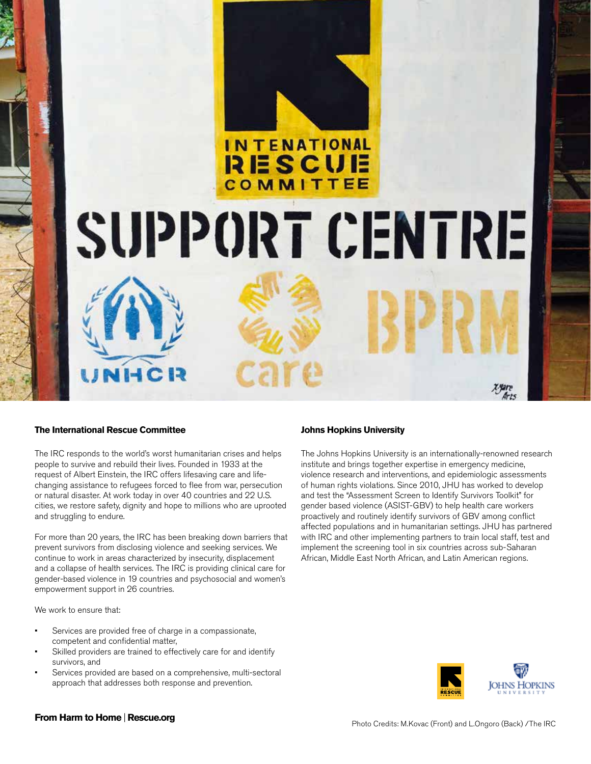### The International Rescue Committee

The IRC responds to the world's worst humanitarian crises and helps people to survive and rebuild their lives. Founded in 1933 at the request of Albert Einstein, the IRC offers lifesaving care and life-changing assistance to refugees forced to flee from war, persecution or natural disaster. At work today in over 40 countries and 22 U.S. cities, we restore safety, dignity and hope to millions who are uprooted and struggling to endure.

For more than 20 years, the IRC has been breaking down barriers that prevent survivors from disclosing violence and seeking services. We continue to work in areas characterized by insecurity, displacement and a collapse of health services. The IRC is providing clinical care for gender-based violence in 19 countries and psychosocial and women's empowerment support in 26 countries.

We work to ensure that:

- Services are provided free of charge in a compassionate, competent and confidential matter,
- Skilled providers are trained to effectively care for and identify survivors, and
- Services provided are based on a comprehensive, multi-sectoral approach that addresses both response and prevention.

### Johns Hopkins University

The Johns Hopkins University is an internationally-renowned research institute and brings together expertise in emergency medicine, violence research and interventions, and epidemiologic assessments of human rights violations. Since 2010, JHU has worked to develop and test the "Assessment Screen to Identify Survivors Toolkit" for gender based violence (ASIST-GBV) to help health care workers proactively and routinely identify survivors of GBV among conflict affected populations and in humanitarian settings. JHU has partnered with IRC and other implementing partners to train local staff, test and implement the screening tool in six countries across sub-Saharan African, Middle East North African, and Latin American regions.

**From Harm to Home** | **Rescue.org**

Photo Credits: M.Kovac (Front) and L.Ongoro (Back) /The IRC